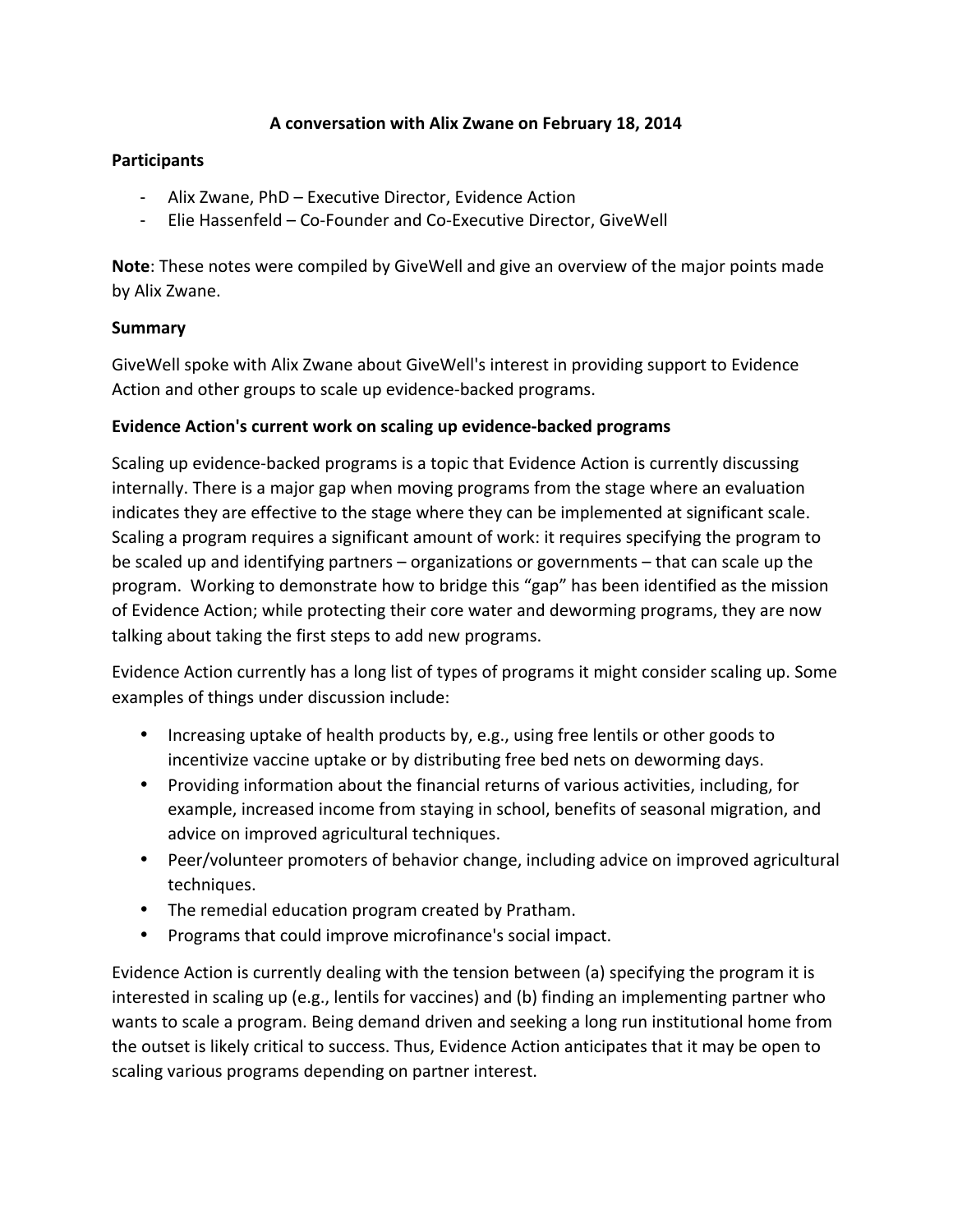# A conversation with Alix Zwane on February 18, 2014

## Participants

- Alix Zwane, PhD – Executive Director, Evidence Action
- Elie Hassenfeld – Co-Founder and Co-Executive Director, GiveWell

**Note**: These notes were compiled by GiveWell and give an overview of the major points made by Alix Zwane.

## Summary

GiveWell spoke with Alix Zwane about GiveWell's interest in providing support to Evidence Action and other groups to scale up evidence-backed programs.

## Evidence Action's current work on scaling up evidence-backed programs

Scaling up evidence-backed programs is a topic that Evidence Action is currently discussing internally. There is a major gap when moving programs from the stage where an evaluation indicates they are effective to the stage where they can be implemented at significant scale. Scaling a program requires a significant amount of work: it requires specifying the program to be scaled up and identifying partners – organizations or governments – that can scale up the program. Working to demonstrate how to bridge this "gap" has been identified as the mission of Evidence Action; while protecting their core water and deworming programs, they are now talking about taking the first steps to add new programs.

Evidence Action currently has a long list of types of programs it might consider scaling up. Some examples of things under discussion include:

- Increasing uptake of health products by, e.g., using free lentils or other goods to incentivize vaccine uptake or by distributing free bed nets on deworming days.
- Providing information about the financial returns of various activities, including, for example, increased income from staying in school, benefits of seasonal migration, and advice on improved agricultural techniques.
- Peer/volunteer promoters of behavior change, including advice on improved agricultural techniques.
- The remedial education program created by Pratham.
- Programs that could improve microfinance's social impact.

Evidence Action is currently dealing with the tension between (a) specifying the program it is interested in scaling up (e.g., lentils for vaccines) and (b) finding an implementing partner who wants to scale a program. Being demand driven and seeking a long run institutional home from the outset is likely critical to success. Thus, Evidence Action anticipates that it may be open to scaling various programs depending on partner interest.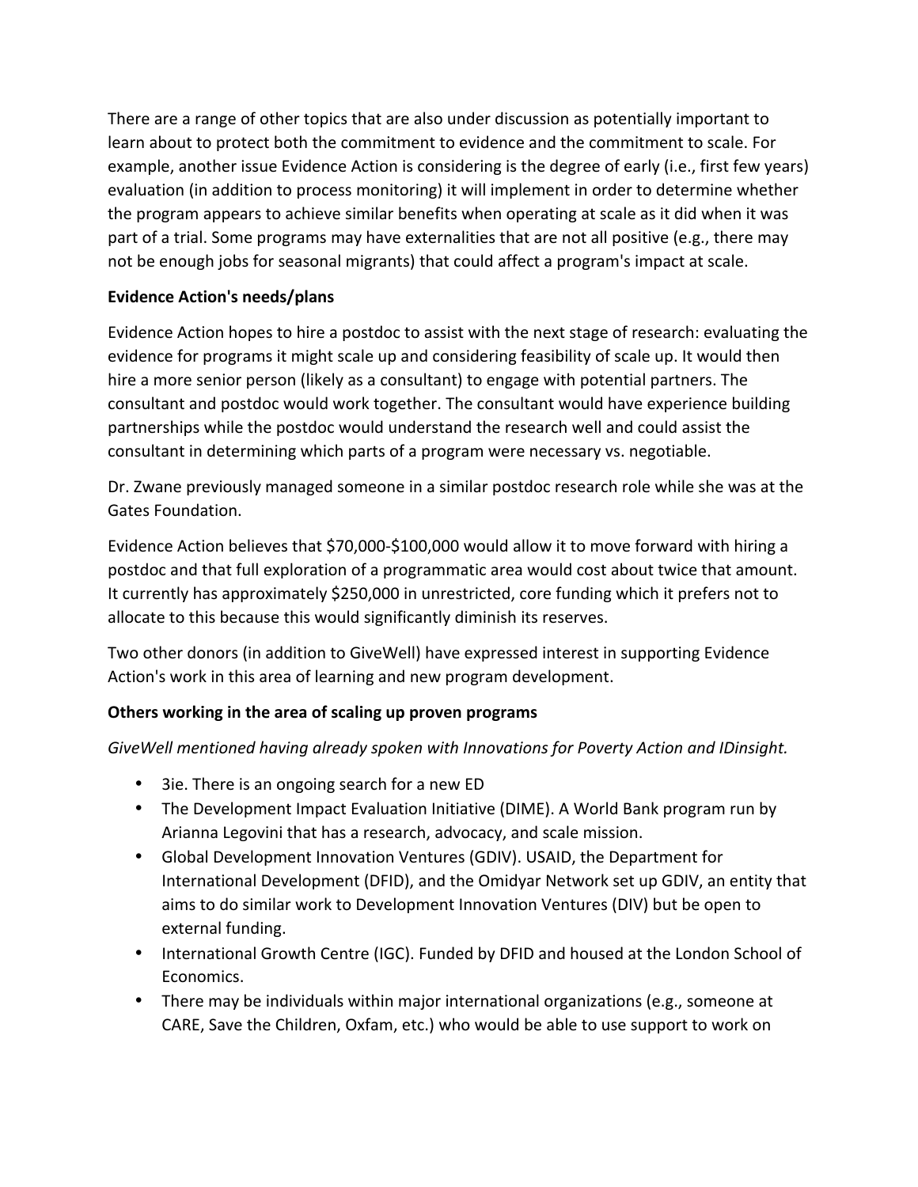There are a range of other topics that are also under discussion as potentially important to learn about to protect both the commitment to evidence and the commitment to scale. For example, another issue Evidence Action is considering is the degree of early (i.e., first few years) evaluation (in addition to process monitoring) it will implement in order to determine whether the program appears to achieve similar benefits when operating at scale as it did when it was part of a trial. Some programs may have externalities that are not all positive (e.g., there may not be enough jobs for seasonal migrants) that could affect a program's impact at scale.

**Evidence Action's needs/plans**

Evidence Action hopes to hire a postdoc to assist with the next stage of research: evaluating the evidence for programs it might scale up and considering feasibility of scale up. It would then hire a more senior person (likely as a consultant) to engage with potential partners. The consultant and postdoc would work together. The consultant would have experience building partnerships while the postdoc would understand the research well and could assist the consultant in determining which parts of a program were necessary vs. negotiable.

Dr. Zwane previously managed someone in a similar postdoc research role while she was at the Gates Foundation.

Evidence Action believes that $70,000-$100,000 would allow it to move forward with hiring a postdoc and that full exploration of a programmatic area would cost about twice that amount. It currently has approximately $250,000 in unrestricted, core funding which it prefers not to allocate to this because this would significantly diminish its reserves.

Two other donors (in addition to GiveWell) have expressed interest in supporting Evidence Action's work in this area of learning and new program development.

**Others working in the area of scaling up proven programs**

*GiveWell mentioned having already spoken with Innovations for Poverty Action and IDinsight.*

- 3ie. There is an ongoing search for a new ED
- The Development Impact Evaluation Initiative (DIME). A World Bank program run by Arianna Legovini that has a research, advocacy, and scale mission.
- Global Development Innovation Ventures (GDIV). USAID, the Department for International Development (DFID), and the Omidyar Network set up GDIV, an entity that aims to do similar work to Development Innovation Ventures (DIV) but be open to external funding.
- International Growth Centre (IGC). Funded by DFID and housed at the London School of Economics.
- There may be individuals within major international organizations (e.g., someone at CARE, Save the Children, Oxfam, etc.) who would be able to use support to work on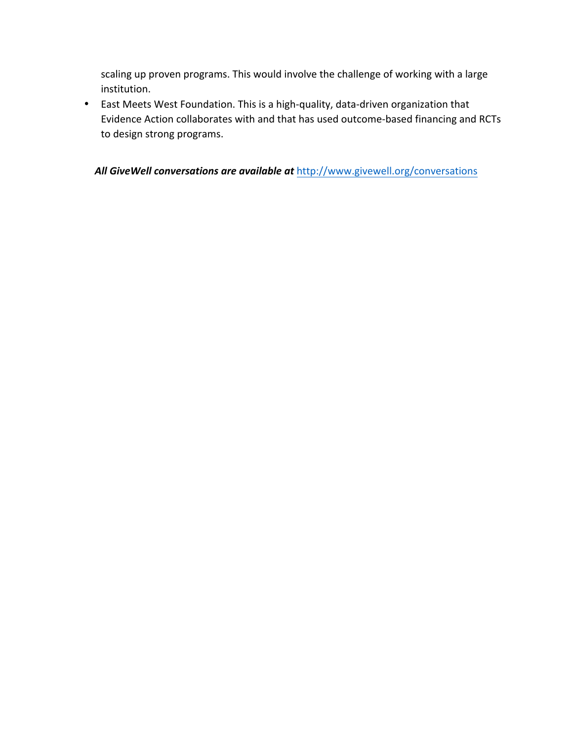scaling up proven programs. This would involve the challenge of working with a large institution.

- East Meets West Foundation. This is a high-quality, data-driven organization that Evidence Action collaborates with and that has used outcome-based financing and RCTs to design strong programs.

***All GiveWell conversations are available at*** [http://www.givewell.org/conversations](http://www.givewell.org/conversations)